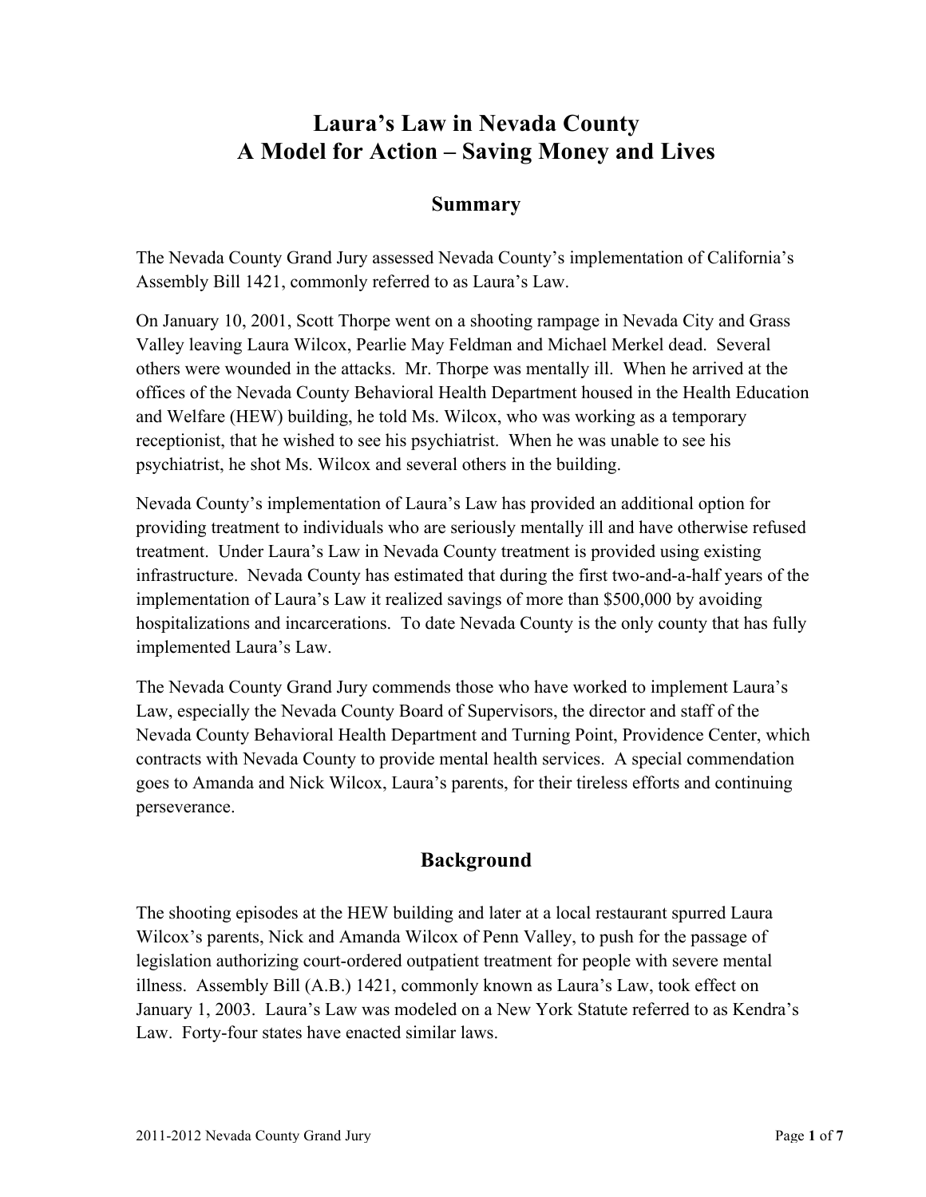# Laura's Law in Nevada County
# A Model for Action – Saving Money and Lives

## Summary

The Nevada County Grand Jury assessed Nevada County's implementation of California's Assembly Bill 1421, commonly referred to as Laura's Law.

On January 10, 2001, Scott Thorpe went on a shooting rampage in Nevada City and Grass Valley leaving Laura Wilcox, Pearlie May Feldman and Michael Merkel dead. Several others were wounded in the attacks. Mr. Thorpe was mentally ill. When he arrived at the offices of the Nevada County Behavioral Health Department housed in the Health Education and Welfare (HEW) building, he told Ms. Wilcox, who was working as a temporary receptionist, that he wished to see his psychiatrist. When he was unable to see his psychiatrist, he shot Ms. Wilcox and several others in the building.

Nevada County's implementation of Laura's Law has provided an additional option for providing treatment to individuals who are seriously mentally ill and have otherwise refused treatment. Under Laura's Law in Nevada County treatment is provided using existing infrastructure. Nevada County has estimated that during the first two-and-a-half years of the implementation of Laura's Law it realized savings of more than $500,000 by avoiding hospitalizations and incarcerations. To date Nevada County is the only county that has fully implemented Laura's Law.

The Nevada County Grand Jury commends those who have worked to implement Laura's Law, especially the Nevada County Board of Supervisors, the director and staff of the Nevada County Behavioral Health Department and Turning Point, Providence Center, which contracts with Nevada County to provide mental health services. A special commendation goes to Amanda and Nick Wilcox, Laura's parents, for their tireless efforts and continuing perseverance.

## Background

The shooting episodes at the HEW building and later at a local restaurant spurred Laura Wilcox's parents, Nick and Amanda Wilcox of Penn Valley, to push for the passage of legislation authorizing court-ordered outpatient treatment for people with severe mental illness. Assembly Bill (A.B.) 1421, commonly known as Laura's Law, took effect on January 1, 2003. Laura's Law was modeled on a New York Statute referred to as Kendra's Law. Forty-four states have enacted similar laws.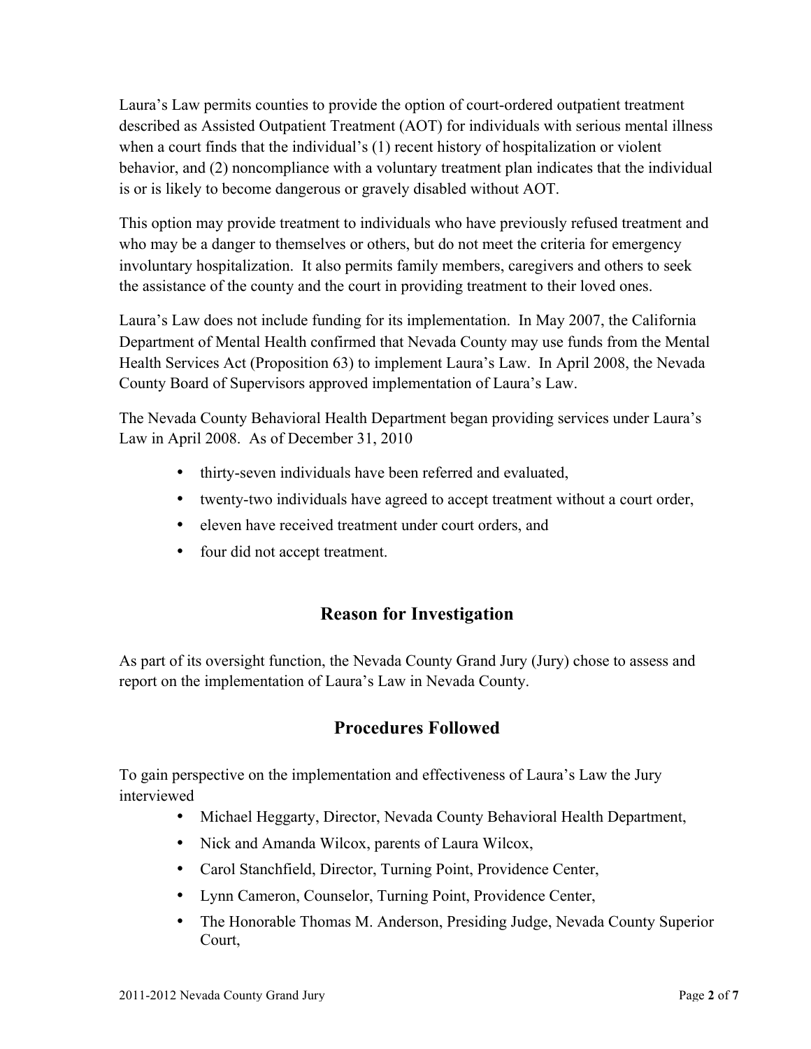Laura's Law permits counties to provide the option of court-ordered outpatient treatment described as Assisted Outpatient Treatment (AOT) for individuals with serious mental illness when a court finds that the individual's (1) recent history of hospitalization or violent behavior, and (2) noncompliance with a voluntary treatment plan indicates that the individual is or is likely to become dangerous or gravely disabled without AOT.

This option may provide treatment to individuals who have previously refused treatment and who may be a danger to themselves or others, but do not meet the criteria for emergency involuntary hospitalization. It also permits family members, caregivers and others to seek the assistance of the county and the court in providing treatment to their loved ones.

Laura's Law does not include funding for its implementation. In May 2007, the California Department of Mental Health confirmed that Nevada County may use funds from the Mental Health Services Act (Proposition 63) to implement Laura's Law. In April 2008, the Nevada County Board of Supervisors approved implementation of Laura's Law.

The Nevada County Behavioral Health Department began providing services under Laura's Law in April 2008. As of December 31, 2010

- thirty-seven individuals have been referred and evaluated,
- twenty-two individuals have agreed to accept treatment without a court order,
- eleven have received treatment under court orders, and
- four did not accept treatment.

## Reason for Investigation

As part of its oversight function, the Nevada County Grand Jury (Jury) chose to assess and report on the implementation of Laura's Law in Nevada County.

## Procedures Followed

To gain perspective on the implementation and effectiveness of Laura's Law the Jury interviewed

- Michael Heggarty, Director, Nevada County Behavioral Health Department,
- Nick and Amanda Wilcox, parents of Laura Wilcox,
- Carol Stanchfield, Director, Turning Point, Providence Center,
- Lynn Cameron, Counselor, Turning Point, Providence Center,
- The Honorable Thomas M. Anderson, Presiding Judge, Nevada County Superior Court,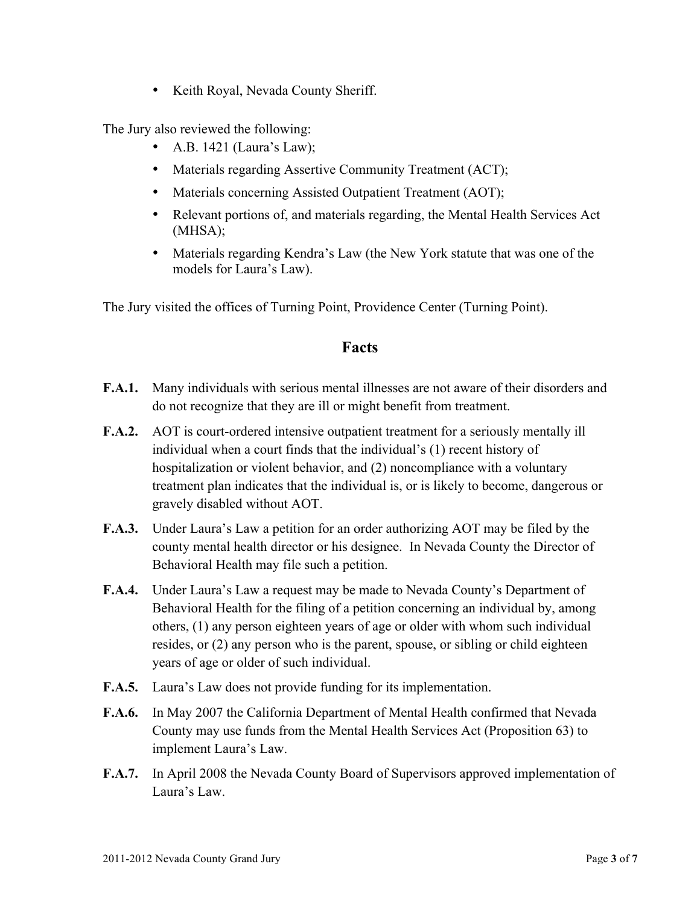- Keith Royal, Nevada County Sheriff.

The Jury also reviewed the following:

- A.B. 1421 (Laura's Law);
- Materials regarding Assertive Community Treatment (ACT);
- Materials concerning Assisted Outpatient Treatment (AOT);
- Relevant portions of, and materials regarding, the Mental Health Services Act (MHSA);
- Materials regarding Kendra's Law (the New York statute that was one of the models for Laura's Law).

The Jury visited the offices of Turning Point, Providence Center (Turning Point).

## Facts

**F.A.1.** Many individuals with serious mental illnesses are not aware of their disorders and do not recognize that they are ill or might benefit from treatment.

**F.A.2.** AOT is court-ordered intensive outpatient treatment for a seriously mentally ill individual when a court finds that the individual's (1) recent history of hospitalization or violent behavior, and (2) noncompliance with a voluntary treatment plan indicates that the individual is, or is likely to become, dangerous or gravely disabled without AOT.

**F.A.3.** Under Laura's Law a petition for an order authorizing AOT may be filed by the county mental health director or his designee. In Nevada County the Director of Behavioral Health may file such a petition.

**F.A.4.** Under Laura's Law a request may be made to Nevada County's Department of Behavioral Health for the filing of a petition concerning an individual by, among others, (1) any person eighteen years of age or older with whom such individual resides, or (2) any person who is the parent, spouse, or sibling or child eighteen years of age or older of such individual.

**F.A.5.** Laura's Law does not provide funding for its implementation.

**F.A.6.** In May 2007 the California Department of Mental Health confirmed that Nevada County may use funds from the Mental Health Services Act (Proposition 63) to implement Laura's Law.

**F.A.7.** In April 2008 the Nevada County Board of Supervisors approved implementation of Laura's Law.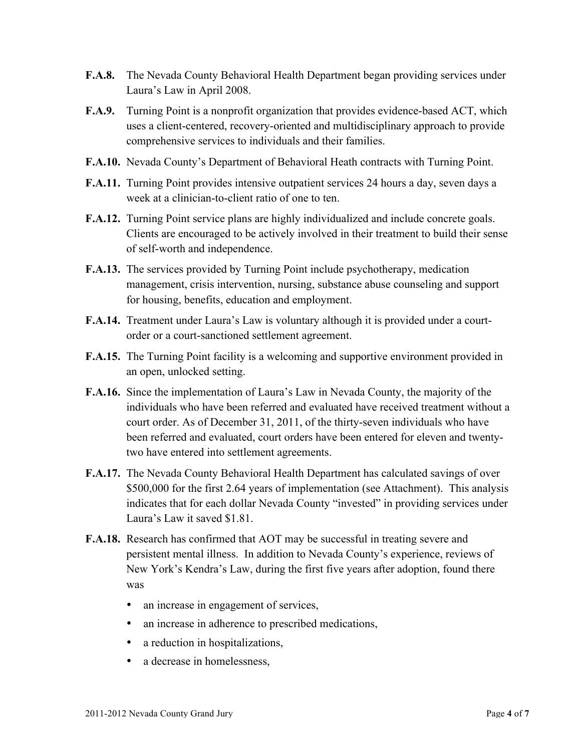**F.A.8.** The Nevada County Behavioral Health Department began providing services under Laura's Law in April 2008.

**F.A.9.** Turning Point is a nonprofit organization that provides evidence-based ACT, which uses a client-centered, recovery-oriented and multidisciplinary approach to provide comprehensive services to individuals and their families.

**F.A.10.** Nevada County's Department of Behavioral Heath contracts with Turning Point.

**F.A.11.** Turning Point provides intensive outpatient services 24 hours a day, seven days a week at a clinician-to-client ratio of one to ten.

**F.A.12.** Turning Point service plans are highly individualized and include concrete goals. Clients are encouraged to be actively involved in their treatment to build their sense of self-worth and independence.

**F.A.13.** The services provided by Turning Point include psychotherapy, medication management, crisis intervention, nursing, substance abuse counseling and support for housing, benefits, education and employment.

**F.A.14.** Treatment under Laura's Law is voluntary although it is provided under a court-order or a court-sanctioned settlement agreement.

**F.A.15.** The Turning Point facility is a welcoming and supportive environment provided in an open, unlocked setting.

**F.A.16.** Since the implementation of Laura's Law in Nevada County, the majority of the individuals who have been referred and evaluated have received treatment without a court order. As of December 31, 2011, of the thirty-seven individuals who have been referred and evaluated, court orders have been entered for eleven and twenty-two have entered into settlement agreements.

**F.A.17.** The Nevada County Behavioral Health Department has calculated savings of over $500,000 for the first 2.64 years of implementation (see Attachment). This analysis indicates that for each dollar Nevada County "invested" in providing services under Laura's Law it saved $1.81.

**F.A.18.** Research has confirmed that AOT may be successful in treating severe and persistent mental illness. In addition to Nevada County's experience, reviews of New York's Kendra's Law, during the first five years after adoption, found there was

- an increase in engagement of services,
- an increase in adherence to prescribed medications,
- a reduction in hospitalizations,
- a decrease in homelessness,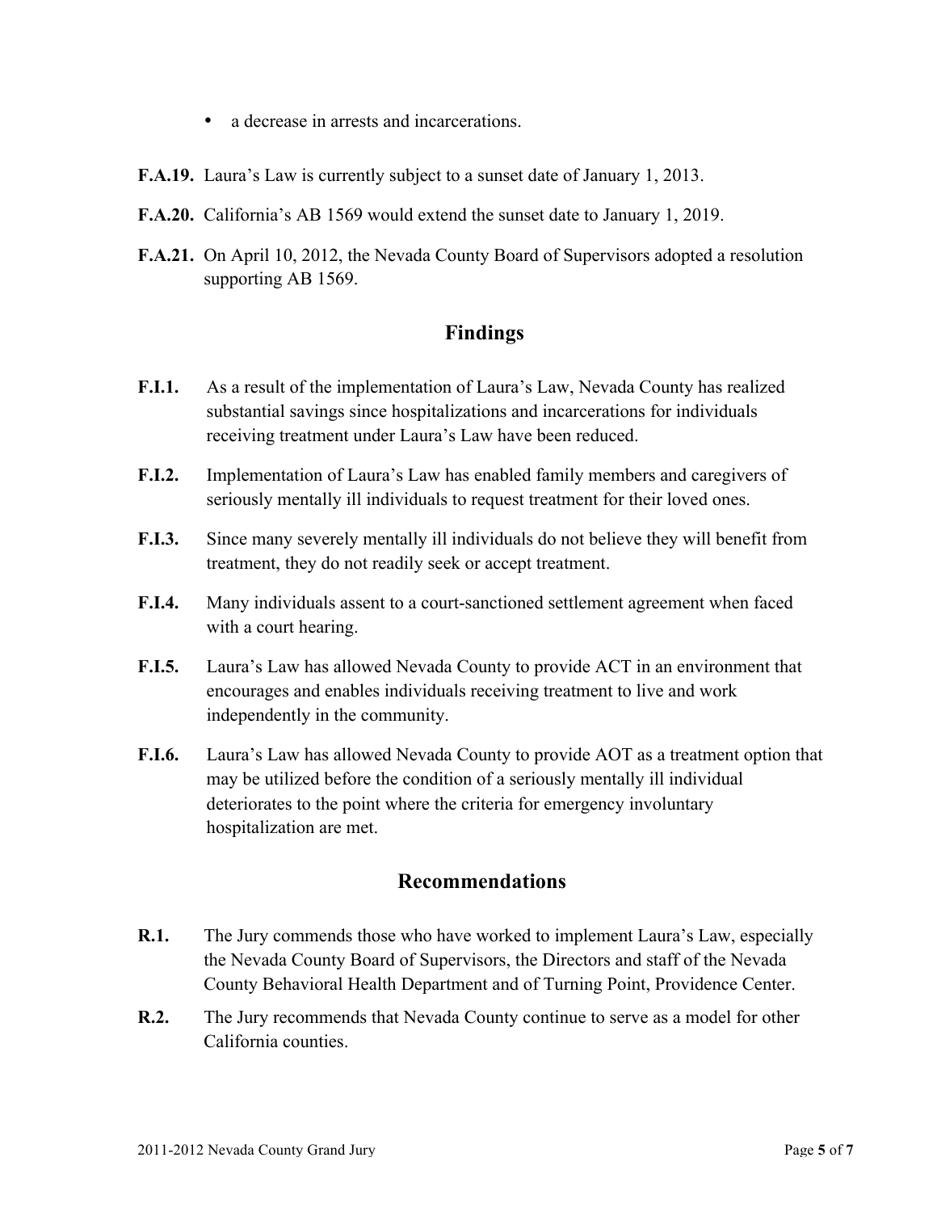- a decrease in arrests and incarcerations.

**F.A.19.** Laura's Law is currently subject to a sunset date of January 1, 2013.

**F.A.20.** California's AB 1569 would extend the sunset date to January 1, 2019.

**F.A.21.** On April 10, 2012, the Nevada County Board of Supervisors adopted a resolution supporting AB 1569.

## Findings

**F.I.1.** As a result of the implementation of Laura's Law, Nevada County has realized substantial savings since hospitalizations and incarcerations for individuals receiving treatment under Laura's Law have been reduced.

**F.I.2.** Implementation of Laura's Law has enabled family members and caregivers of seriously mentally ill individuals to request treatment for their loved ones.

**F.I.3.** Since many severely mentally ill individuals do not believe they will benefit from treatment, they do not readily seek or accept treatment.

**F.I.4.** Many individuals assent to a court-sanctioned settlement agreement when faced with a court hearing.

**F.I.5.** Laura's Law has allowed Nevada County to provide ACT in an environment that encourages and enables individuals receiving treatment to live and work independently in the community.

**F.I.6.** Laura's Law has allowed Nevada County to provide AOT as a treatment option that may be utilized before the condition of a seriously mentally ill individual deteriorates to the point where the criteria for emergency involuntary hospitalization are met.

## Recommendations

**R.1.** The Jury commends those who have worked to implement Laura's Law, especially the Nevada County Board of Supervisors, the Directors and staff of the Nevada County Behavioral Health Department and of Turning Point, Providence Center.

**R.2.** The Jury recommends that Nevada County continue to serve as a model for other California counties.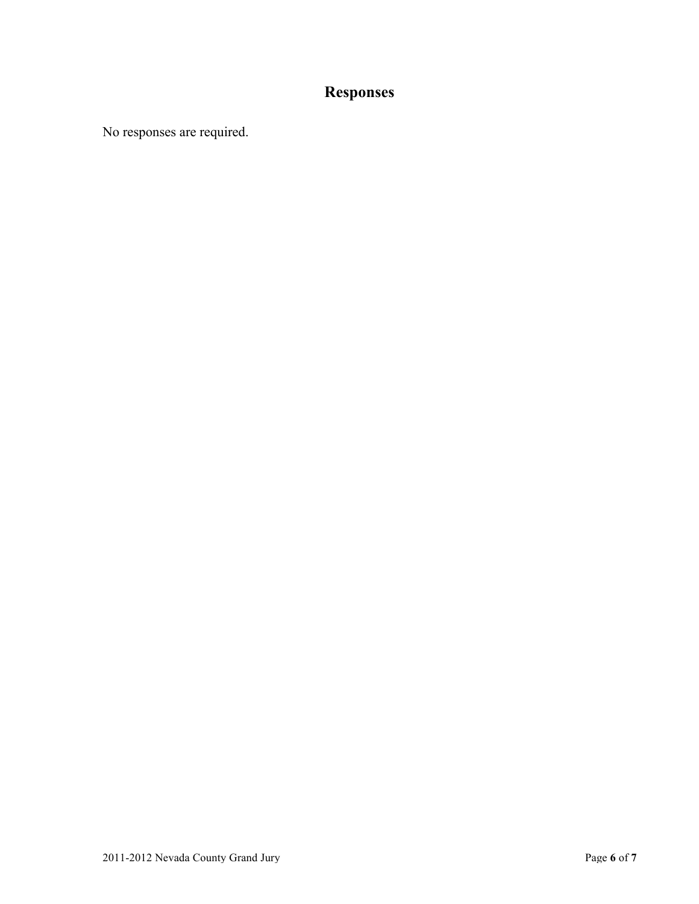# Responses

No responses are required.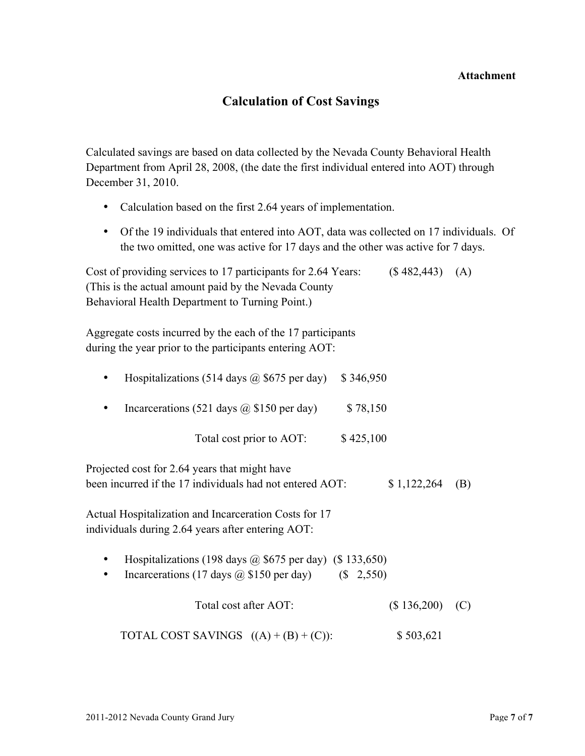**Attachment**

## Calculation of Cost Savings

Calculated savings are based on data collected by the Nevada County Behavioral Health Department from April 28, 2008, (the date the first individual entered into AOT) through December 31, 2010.

- Calculation based on the first 2.64 years of implementation.
- Of the 19 individuals that entered into AOT, data was collected on 17 individuals. Of the two omitted, one was active for 17 days and the other was active for 7 days.

| | | | |
|---|---|---|---|
| Cost of providing services to 17 participants for 2.64 Years: (This is the actual amount paid by the Nevada County Behavioral Health Department to Turning Point.) | | ($ 482,443) | (A) |
| Aggregate costs incurred by the each of the 17 participants during the year prior to the participants entering AOT: | | | |
| • Hospitalizations (514 days @ $675 per day) | $ 346,950 | | |
| • Incarcerations (521 days @ $150 per day) | $ 78,150 | | |
| Total cost prior to AOT: | $ 425,100 | | |
| Projected cost for 2.64 years that might have been incurred if the 17 individuals had not entered AOT: | | $ 1,122,264 | (B) |
| Actual Hospitalization and Incarceration Costs for 17 individuals during 2.64 years after entering AOT: | | | |
| • Hospitalizations (198 days @ $675 per day) | ($ 133,650) | | |
| • Incarcerations (17 days @ $150 per day) | ($ 2,550) | | |
| Total cost after AOT: | | ($ 136,200) | (C) |
| TOTAL COST SAVINGS ((A) + (B) + (C)): | | $ 503,621 | |